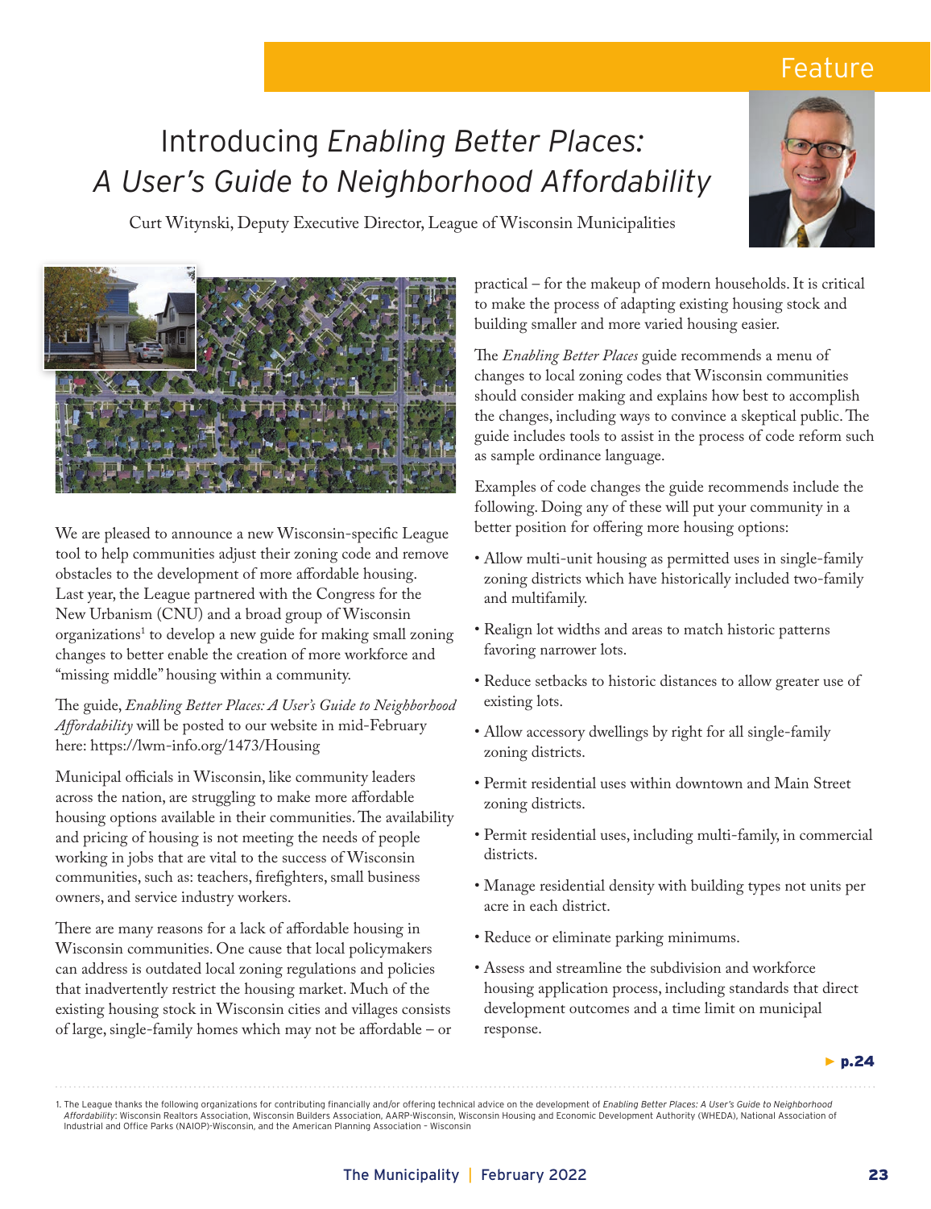# Introducing *Enabling Better Places: A User's Guide to Neighborhood Affordability*

Curt Witynski, Deputy Executive Director, League of Wisconsin Municipalities

We are pleased to announce a new Wisconsin-specific League tool to help communities adjust their zoning code and remove obstacles to the development of more affordable housing. Last year, the League partnered with the Congress for the New Urbanism (CNU) and a broad group of Wisconsin organizations[1] to develop a new guide for making small zoning changes to better enable the creation of more workforce and "missing middle" housing within a community.

The guide, *Enabling Better Places: A User's Guide to Neighborhood Affordability* will be posted to our website in mid-February here: https://lwm-info.org/1473/Housing

Municipal officials in Wisconsin, like community leaders across the nation, are struggling to make more affordable housing options available in their communities. The availability and pricing of housing is not meeting the needs of people working in jobs that are vital to the success of Wisconsin communities, such as: teachers, firefighters, small business owners, and service industry workers.

There are many reasons for a lack of affordable housing in Wisconsin communities. One cause that local policymakers can address is outdated local zoning regulations and policies that inadvertently restrict the housing market. Much of the existing housing stock in Wisconsin cities and villages consists of large, single-family homes which may not be affordable – or practical – for the makeup of modern households. It is critical to make the process of adapting existing housing stock and building smaller and more varied housing easier.

The *Enabling Better Places* guide recommends a menu of changes to local zoning codes that Wisconsin communities should consider making and explains how best to accomplish the changes, including ways to convince a skeptical public. The guide includes tools to assist in the process of code reform such as sample ordinance language.

Examples of code changes the guide recommends include the following. Doing any of these will put your community in a better position for offering more housing options:

- Allow multi-unit housing as permitted uses in single-family zoning districts which have historically included two-family and multifamily.
- Realign lot widths and areas to match historic patterns favoring narrower lots.
- Reduce setbacks to historic distances to allow greater use of existing lots.
- Allow accessory dwellings by right for all single-family zoning districts.
- Permit residential uses within downtown and Main Street zoning districts.
- Permit residential uses, including multi-family, in commercial districts.
- Manage residential density with building types not units per acre in each district.
- Reduce or eliminate parking minimums.
- Assess and streamline the subdivision and workforce housing application process, including standards that direct development outcomes and a time limit on municipal response.

► p.24

1. The League thanks the following organizations for contributing financially and/or offering technical advice on the development of *Enabling Better Places: A User's Guide to Neighborhood Affordability*: Wisconsin Realtors Association, Wisconsin Builders Association, AARP-Wisconsin, Wisconsin Housing and Economic Development Authority (WHEDA), National Association of Industrial and Office Parks (NAIOP)-Wisconsin, and the American Planning Association – Wisconsin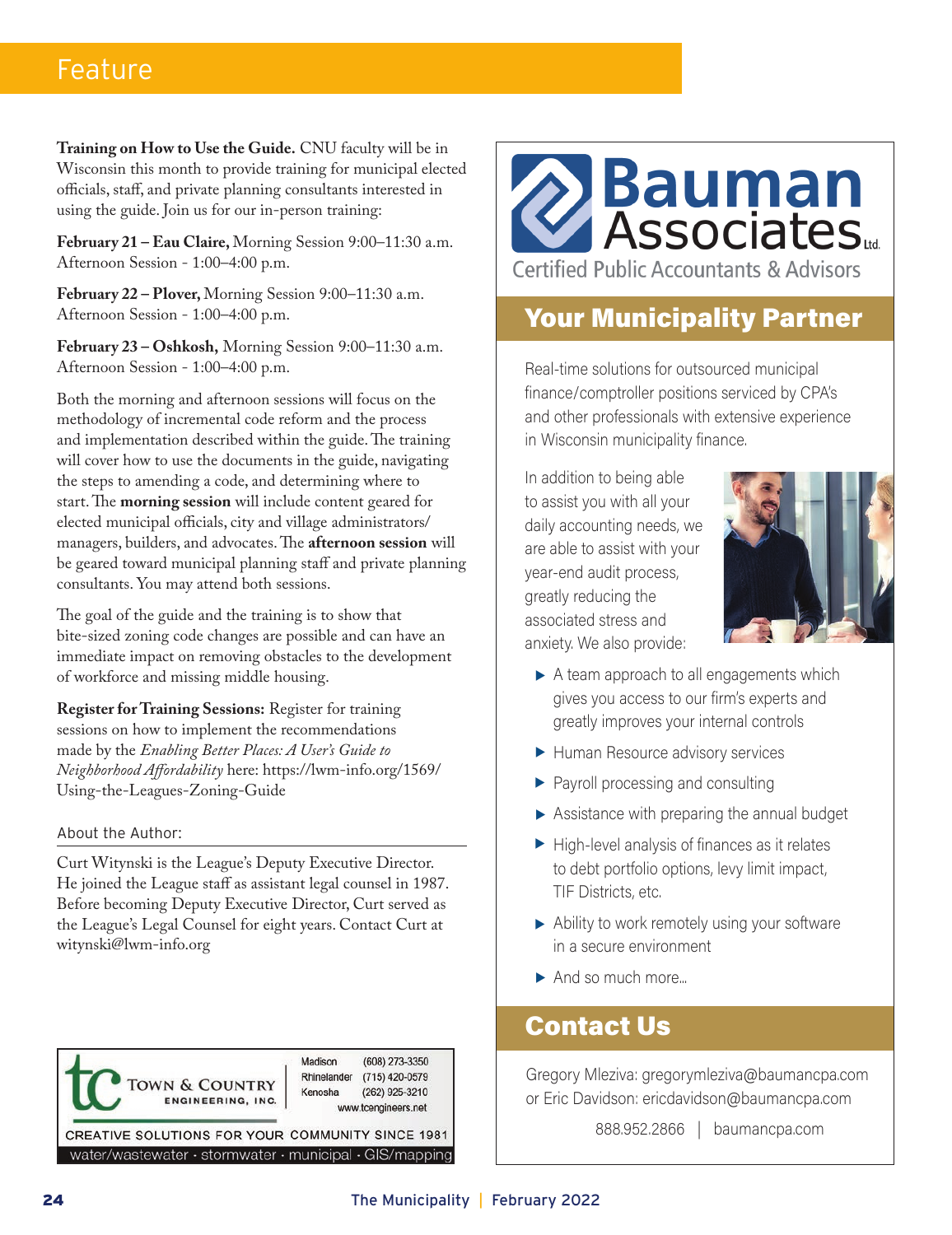**Training on How to Use the Guide.** CNU faculty will be in Wisconsin this month to provide training for municipal elected officials, staff, and private planning consultants interested in using the guide. Join us for our in-person training:

**February 21 – Eau Claire,** Morning Session 9:00–11:30 a.m. Afternoon Session - 1:00–4:00 p.m.

**February 22 – Plover,** Morning Session 9:00–11:30 a.m. Afternoon Session - 1:00–4:00 p.m.

**February 23 – Oshkosh,** Morning Session 9:00–11:30 a.m. Afternoon Session - 1:00–4:00 p.m.

Both the morning and afternoon sessions will focus on the methodology of incremental code reform and the process and implementation described within the guide. The training will cover how to use the documents in the guide, navigating the steps to amending a code, and determining where to start. The **morning session** will include content geared for elected municipal officials, city and village administrators/managers, builders, and advocates. The **afternoon session** will be geared toward municipal planning staff and private planning consultants. You may attend both sessions.

The goal of the guide and the training is to show that bite-sized zoning code changes are possible and can have an immediate impact on removing obstacles to the development of workforce and missing middle housing.

**Register for Training Sessions:** Register for training sessions on how to implement the recommendations made by the *Enabling Better Places: A User's Guide to Neighborhood Affordability* here: https://lwm-info.org/1569/Using-the-Leagues-Zoning-Guide

About the Author:

Curt Witynski is the League's Deputy Executive Director. He joined the League staff as assistant legal counsel in 1987. Before becoming Deputy Executive Director, Curt served as the League's Legal Counsel for eight years. Contact Curt at witynski@lwm-info.org

TOWN & COUNTRY ENGINEERING, INC.

Madison (608) 273-3350
Rhinelander (715) 420-0579
Kenosha (262) 925-3210
www.tcengineers.net

CREATIVE SOLUTIONS FOR YOUR COMMUNITY SINCE 1981
water/wastewater · stormwater · municipal · GIS/mapping

**Bauman Associates Ltd.**
Certified Public Accountants & Advisors

## Your Municipality Partner

Real-time solutions for outsourced municipal finance/comptroller positions serviced by CPA's and other professionals with extensive experience in Wisconsin municipality finance.

In addition to being able to assist you with all your daily accounting needs, we are able to assist with your year-end audit process, greatly reducing the associated stress and anxiety. We also provide:

- A team approach to all engagements which gives you access to our firm's experts and greatly improves your internal controls
- Human Resource advisory services
- Payroll processing and consulting
- Assistance with preparing the annual budget
- High-level analysis of finances as it relates to debt portfolio options, levy limit impact, TIF Districts, etc.
- Ability to work remotely using your software in a secure environment
- And so much more...

## Contact Us

Gregory Mleziva: gregorymleziva@baumancpa.com or Eric Davidson: ericdavidson@baumancpa.com

888.952.2866 | baumancpa.com